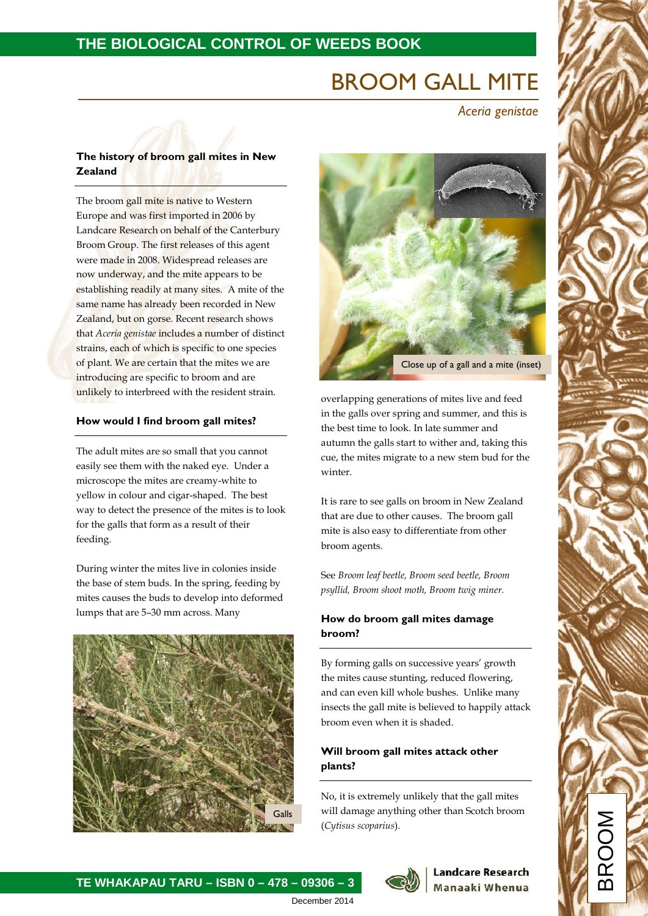# BROOM GALL MITE

*Aceria genistae*

## The history of broom gall mites in New Zealand

The broom gall mite is native to Western Europe and was first imported in 2006 by Landcare Research on behalf of the Canterbury Broom Group. The first releases of this agent were made in 2008. Widespread releases are now underway, and the mite appears to be establishing readily at many sites. A mite of the same name has already been recorded in New Zealand, but on gorse. Recent research shows that *Aceria genistae* includes a number of distinct strains, each of which is specific to one species of plant. We are certain that the mites we are introducing are specific to broom and are unlikely to interbreed with the resident strain.

## How would I find broom gall mites?

The adult mites are so small that you cannot easily see them with the naked eye. Under a microscope the mites are creamy-white to yellow in colour and cigar-shaped. The best way to detect the presence of the mites is to look for the galls that form as a result of their feeding.

During winter the mites live in colonies inside the base of stem buds. In the spring, feeding by mites causes the buds to develop into deformed lumps that are 5–30 mm across. Many overlapping generations of mites live and feed in the galls over spring and summer, and this is the best time to look. In late summer and autumn the galls start to wither and, taking this cue, the mites migrate to a new stem bud for the winter.

Galls

Close up of a gall and a mite (inset)

It is rare to see galls on broom in New Zealand that are due to other causes. The broom gall mite is also easy to differentiate from other broom agents.

See *Broom leaf beetle, Broom seed beetle, Broom psyllid, Broom shoot moth, Broom twig miner.*

## How do broom gall mites damage broom?

By forming galls on successive years' growth the mites cause stunting, reduced flowering, and can even kill whole bushes. Unlike many insects the gall mite is believed to happily attack broom even when it is shaded.

## Will broom gall mites attack other plants?

No, it is extremely unlikely that the gall mites will damage anything other than Scotch broom (*Cytisus scoparius*).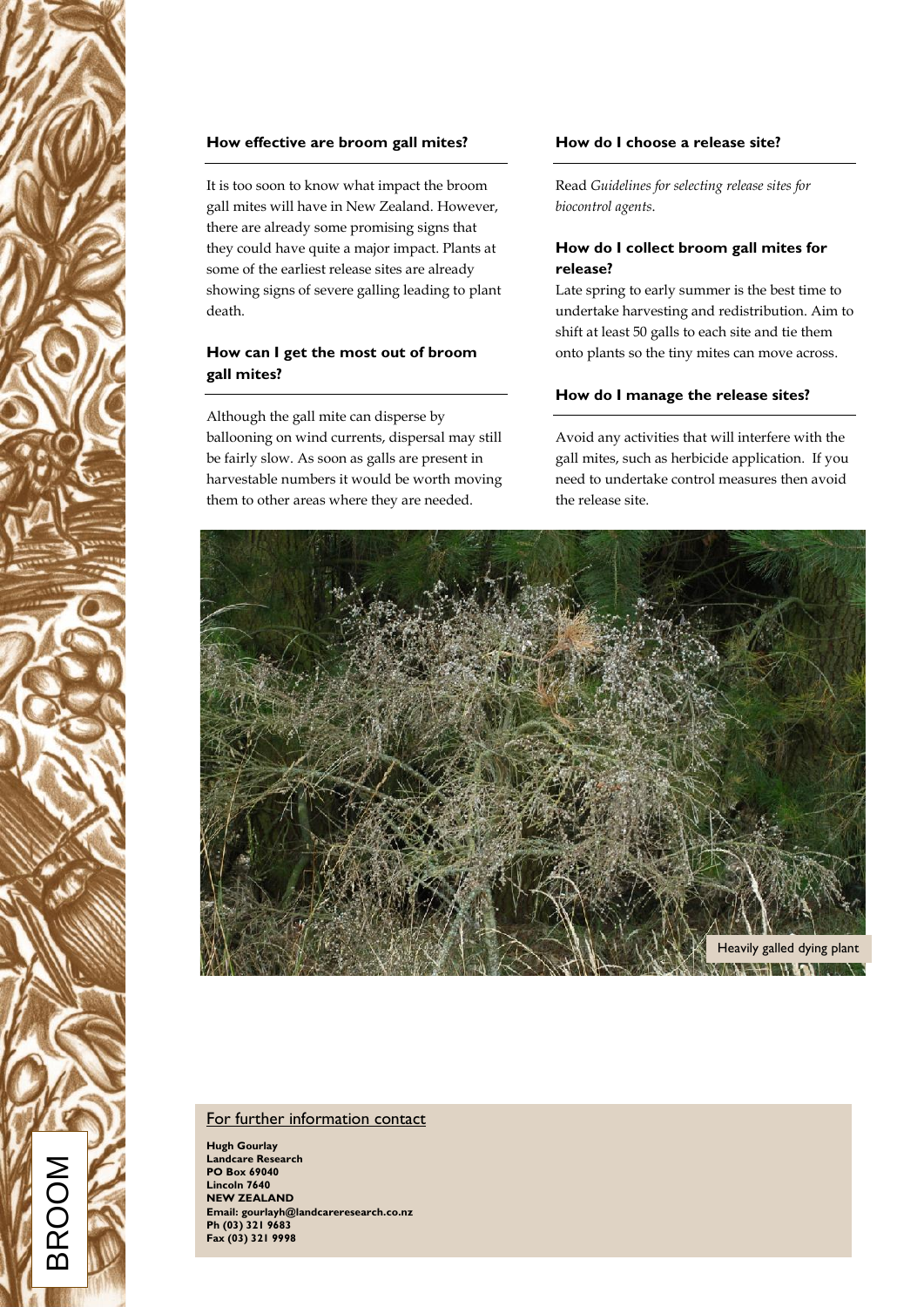### How effective are broom gall mites?

It is too soon to know what impact the broom gall mites will have in New Zealand. However, there are already some promising signs that they could have quite a major impact. Plants at some of the earliest release sites are already showing signs of severe galling leading to plant death.

### How can I get the most out of broom gall mites?

Although the gall mite can disperse by ballooning on wind currents, dispersal may still be fairly slow. As soon as galls are present in harvestable numbers it would be worth moving them to other areas where they are needed.

### How do I choose a release site?

Read *Guidelines for selecting release sites for biocontrol agents*.

### How do I collect broom gall mites for release?

Late spring to early summer is the best time to undertake harvesting and redistribution. Aim to shift at least 50 galls to each site and tie them onto plants so the tiny mites can move across.

### How do I manage the release sites?

Avoid any activities that will interfere with the gall mites, such as herbicide application. If you need to undertake control measures then avoid the release site.

Heavily galled dying plant

For further information contact

**Hugh Gourlay**
**Landcare Research**
**PO Box 69040**
**Lincoln 7640**
**NEW ZEALAND**
**Email: gourlayh@landcareresearch.co.nz**
**Ph (03) 321 9683**
**Fax (03) 321 9998**

BROOM